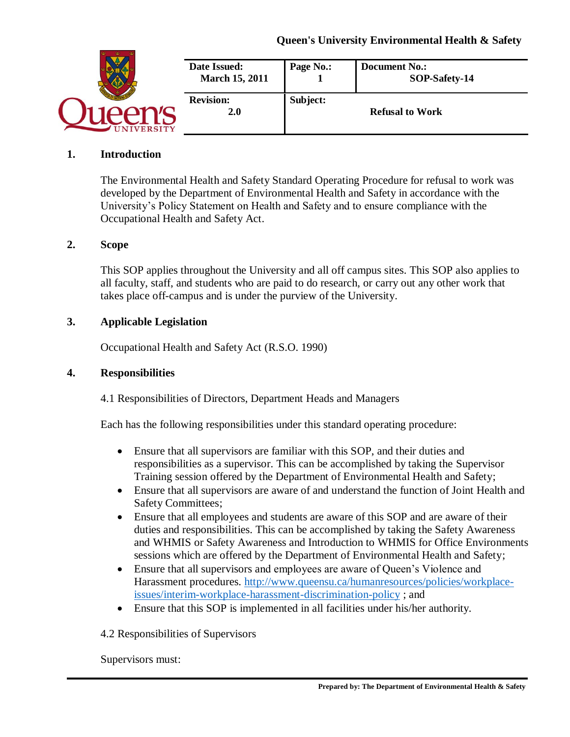| Date Issued: March 15, 2011 | Page No.: 1 | Document No.: SOP-Safety-14 |
| --- | --- | --- |
| **Revision:** 2.0 | **Subject:** | **Refusal to Work** |

## 1. Introduction

The Environmental Health and Safety Standard Operating Procedure for refusal to work was developed by the Department of Environmental Health and Safety in accordance with the University's Policy Statement on Health and Safety and to ensure compliance with the Occupational Health and Safety Act.

## 2. Scope

This SOP applies throughout the University and all off campus sites. This SOP also applies to all faculty, staff, and students who are paid to do research, or carry out any other work that takes place off-campus and is under the purview of the University.

## 3. Applicable Legislation

Occupational Health and Safety Act (R.S.O. 1990)

## 4. Responsibilities

4.1 Responsibilities of Directors, Department Heads and Managers

Each has the following responsibilities under this standard operating procedure:

- Ensure that all supervisors are familiar with this SOP, and their duties and responsibilities as a supervisor. This can be accomplished by taking the Supervisor Training session offered by the Department of Environmental Health and Safety;
- Ensure that all supervisors are aware of and understand the function of Joint Health and Safety Committees;
- Ensure that all employees and students are aware of this SOP and are aware of their duties and responsibilities. This can be accomplished by taking the Safety Awareness and WHMIS or Safety Awareness and Introduction to WHMIS for Office Environments sessions which are offered by the Department of Environmental Health and Safety;
- Ensure that all supervisors and employees are aware of Queen's Violence and Harassment procedures. http://www.queensu.ca/humanresources/policies/workplace-issues/interim-workplace-harassment-discrimination-policy ; and
- Ensure that this SOP is implemented in all facilities under his/her authority.

4.2 Responsibilities of Supervisors

Supervisors must: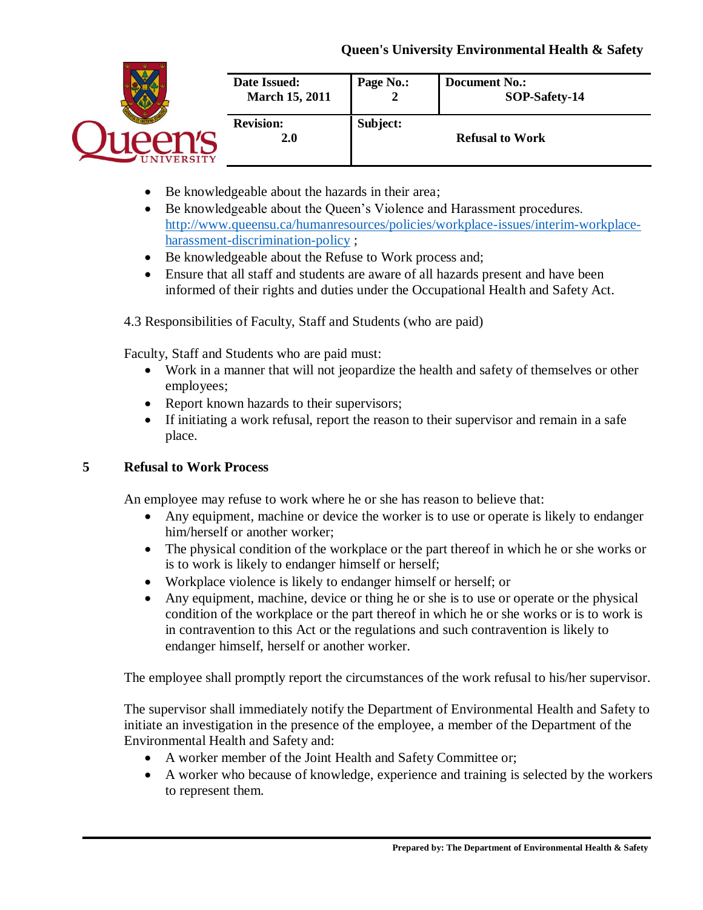- Be knowledgeable about the hazards in their area;
- Be knowledgeable about the Queen's Violence and Harassment procedures. [http://www.queensu.ca/humanresources/policies/workplace-issues/interim-workplace-harassment-discrimination-policy](http://www.queensu.ca/humanresources/policies/workplace-issues/interim-workplace-harassment-discrimination-policy) ;
- Be knowledgeable about the Refuse to Work process and;
- Ensure that all staff and students are aware of all hazards present and have been informed of their rights and duties under the Occupational Health and Safety Act.

4.3 Responsibilities of Faculty, Staff and Students (who are paid)

Faculty, Staff and Students who are paid must:

- Work in a manner that will not jeopardize the health and safety of themselves or other employees;
- Report known hazards to their supervisors;
- If initiating a work refusal, report the reason to their supervisor and remain in a safe place.

## 5 Refusal to Work Process

An employee may refuse to work where he or she has reason to believe that:

- Any equipment, machine or device the worker is to use or operate is likely to endanger him/herself or another worker;
- The physical condition of the workplace or the part thereof in which he or she works or is to work is likely to endanger himself or herself;
- Workplace violence is likely to endanger himself or herself; or
- Any equipment, machine, device or thing he or she is to use or operate or the physical condition of the workplace or the part thereof in which he or she works or is to work is in contravention to this Act or the regulations and such contravention is likely to endanger himself, herself or another worker.

The employee shall promptly report the circumstances of the work refusal to his/her supervisor.

The supervisor shall immediately notify the Department of Environmental Health and Safety to initiate an investigation in the presence of the employee, a member of the Department of the Environmental Health and Safety and:

- A worker member of the Joint Health and Safety Committee or;
- A worker who because of knowledge, experience and training is selected by the workers to represent them.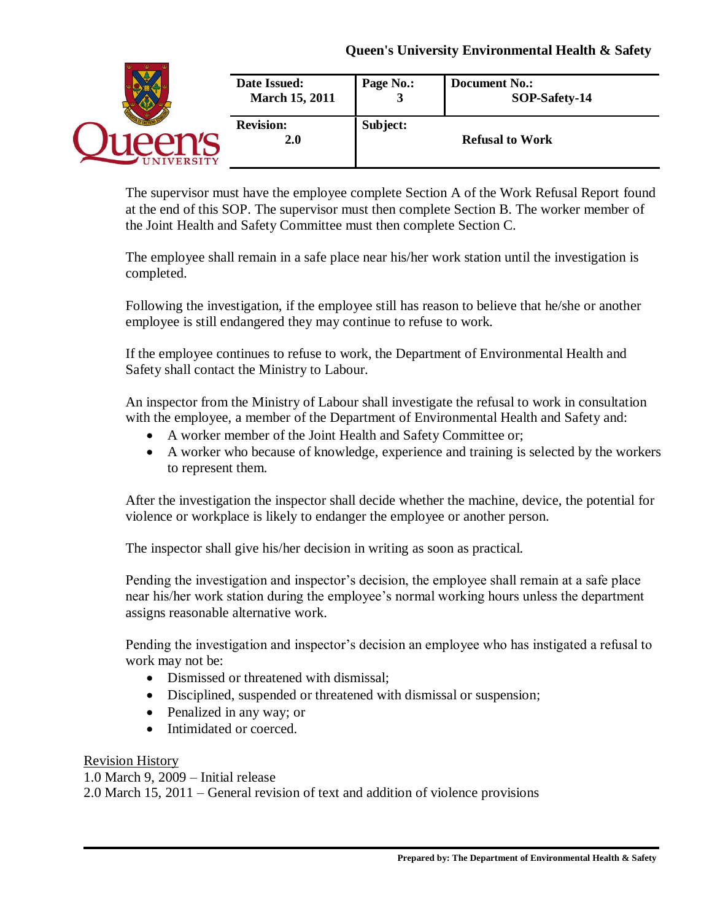The supervisor must have the employee complete Section A of the Work Refusal Report found at the end of this SOP. The supervisor must then complete Section B. The worker member of the Joint Health and Safety Committee must then complete Section C.

The employee shall remain in a safe place near his/her work station until the investigation is completed.

Following the investigation, if the employee still has reason to believe that he/she or another employee is still endangered they may continue to refuse to work.

If the employee continues to refuse to work, the Department of Environmental Health and Safety shall contact the Ministry to Labour.

An inspector from the Ministry of Labour shall investigate the refusal to work in consultation with the employee, a member of the Department of Environmental Health and Safety and:

- A worker member of the Joint Health and Safety Committee or;
- A worker who because of knowledge, experience and training is selected by the workers to represent them.

After the investigation the inspector shall decide whether the machine, device, the potential for violence or workplace is likely to endanger the employee or another person.

The inspector shall give his/her decision in writing as soon as practical.

Pending the investigation and inspector's decision, the employee shall remain at a safe place near his/her work station during the employee's normal working hours unless the department assigns reasonable alternative work.

Pending the investigation and inspector's decision an employee who has instigated a refusal to work may not be:

- Dismissed or threatened with dismissal;
- Disciplined, suspended or threatened with dismissal or suspension;
- Penalized in any way; or
- Intimidated or coerced.

<u>Revision History</u>

1.0 March 9, 2009 – Initial release
2.0 March 15, 2011 – General revision of text and addition of violence provisions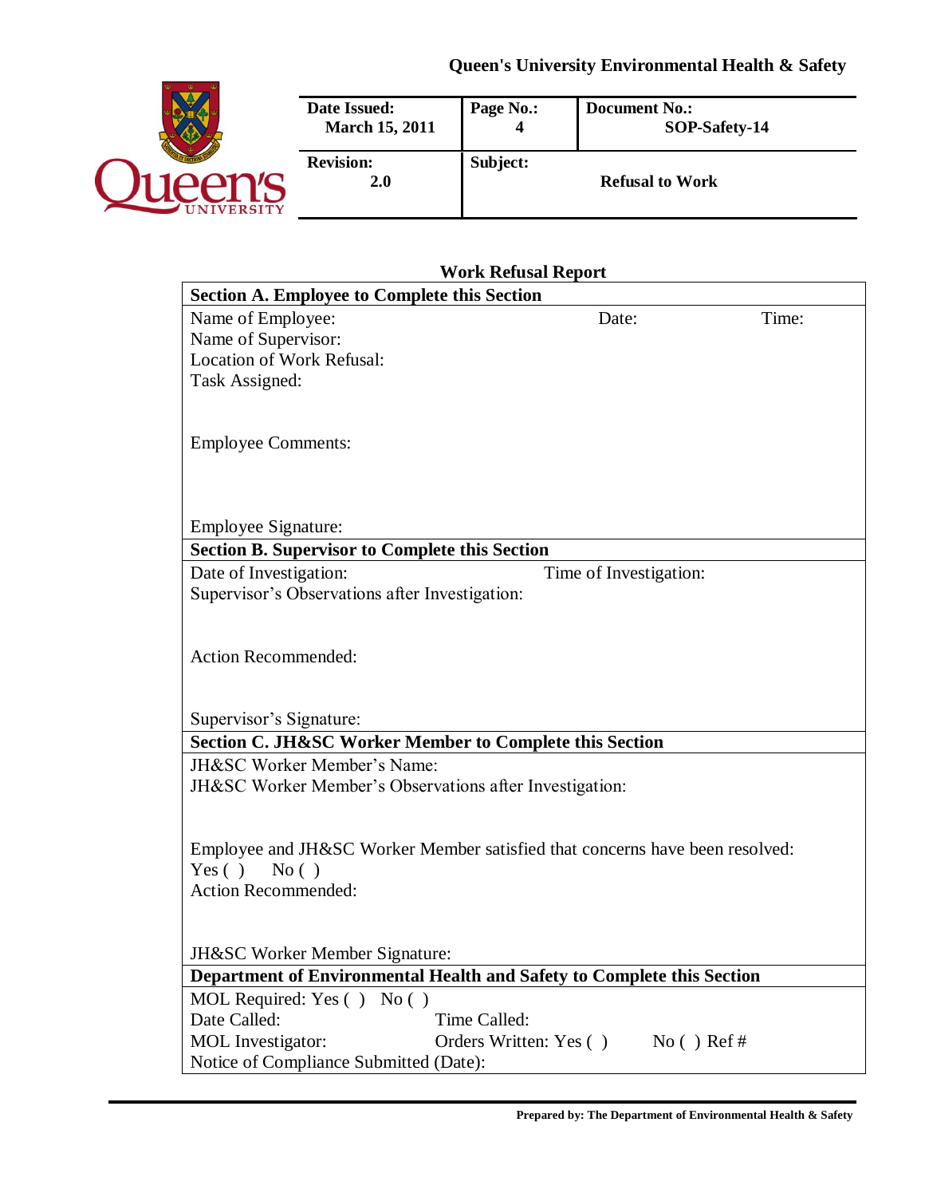## Work Refusal Report

**Section A. Employee to Complete this Section**

Name of Employee: Date: Time:

Name of Supervisor:

Location of Work Refusal:

Task Assigned:

Employee Comments:

Employee Signature:

**Section B. Supervisor to Complete this Section**

Date of Investigation: Time of Investigation:

Supervisor's Observations after Investigation:

Action Recommended:

Supervisor's Signature:

**Section C. JH&SC Worker Member to Complete this Section**

JH&SC Worker Member's Name:

JH&SC Worker Member's Observations after Investigation:

Employee and JH&SC Worker Member satisfied that concerns have been resolved:

Yes ( ) No ( )

Action Recommended:

JH&SC Worker Member Signature:

**Department of Environmental Health and Safety to Complete this Section**

MOL Required: Yes ( ) No ( )

Date Called: Time Called:

MOL Investigator: Orders Written: Yes ( ) No ( ) Ref #

Notice of Compliance Submitted (Date):